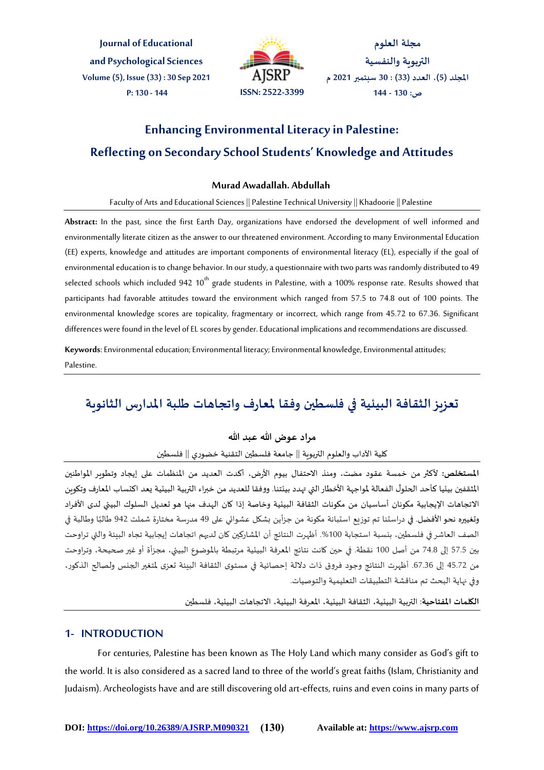# Enhancing Environmental Literacy in Palestine: Reflecting on Secondary School Students' Knowledge and Attitudes

**Murad Awadallah. Abdullah**

Faculty of Arts and Educational Sciences || Palestine Technical University || Khadoorie || Palestine

**Abstract:** In the past, since the first Earth Day, organizations have endorsed the development of well informed and environmentally literate citizen as the answer to our threatened environment. According to many Environmental Education (EE) experts, knowledge and attitudes are important components of environmental literacy (EL), especially if the goal of environmental education is to change behavior. In our study, a questionnaire with two parts was randomly distributed to 49 selected schools which included 942 10th grade students in Palestine, with a 100% response rate. Results showed that participants had favorable attitudes toward the environment which ranged from 57.5 to 74.8 out of 100 points. The environmental knowledge scores are topicality, fragmentary or incorrect, which range from 45.72 to 67.36. Significant differences were found in the level of EL scores by gender. Educational implications and recommendations are discussed.

**Keywords**: Environmental education; Environmental literacy; Environmental knowledge, Environmental attitudes; Palestine.

# تعزيز الثقافة البيئية في فلسطين وفقا لمعارف واتجاهات طلبة المدارس الثانوية

**مراد عوض الله عبد الله**

كلية الآداب والعلوم التربوية || جامعة فلسطين التقنية خضوري || فلسطين

**المستخلص:** لأكثر من خمسة عقود مضت، ومنذ الاحتفال بيوم الأرض، أكدت العديد من المنظمات على إيجاد وتطوير المواطنين المثقفين بيئيا كأحد الحلول الفعالة لمواجهة الأخطار التي تهدد بيئتنا. ووفقا للعديد من خبراء التربية البيئية يعد اكتساب المعارف وتكوين الاتجاهات الإيجابية مكونان أساسيان من مكونات الثقافة البيئية وخاصة إذا كان الهدف منها هو تعديل السلوك البيئي لدى الأفراد وتغييره نحو الأفضل. في دراستنا تم توزيع استبانة مكونة من جزأين بشكل عشوائي على 49 مدرسة مختارة شملت 942 طالبًا وطالبة في الصف العاشر في فلسطين، بنسبة استجابة 100%. أظهرت النتائج أن المشاركين كان لديهم اتجاهات إيجابية تجاه البيئة والتي تراوحت بين 57.5 إلى 74.8 من أصل 100 نقطة. في حين كانت نتائج المعرفة البيئية مرتبطة بالموضوع البيئي، مجزأة أو غير صحيحة، وتراوحت من 45.72 إلى 67.36. أظهرت النتائج وجود فروق ذات دلالة إحصائية في مستوى الثقافة البيئة تعزى لمتغير الجنس ولصالح الذكور، وفي نهاية البحث تم مناقشة التطبيقات التعليمية والتوصيات.

**الكلمات المفتاحية**: التربية البيئية، الثقافة البيئية، المعرفة البيئية، الاتجاهات البيئية، فلسطين

## 1- INTRODUCTION

For centuries, Palestine has been known as The Holy Land which many consider as God's gift to the world. It is also considered as a sacred land to three of the world's great faiths (Islam, Christianity and Judaism). Archeologists have and are still discovering old art-effects, ruins and even coins in many parts of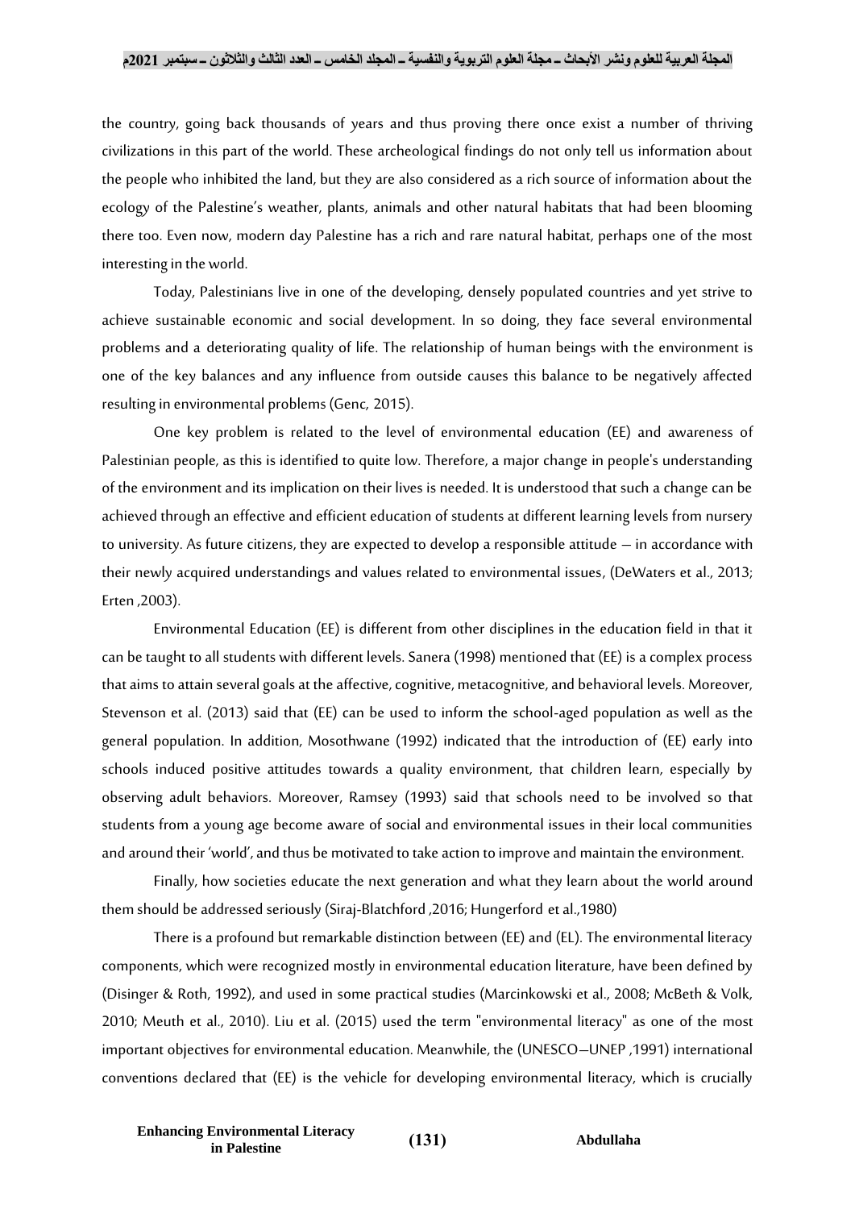the country, going back thousands of years and thus proving there once exist a number of thriving civilizations in this part of the world. These archeological findings do not only tell us information about the people who inhibited the land, but they are also considered as a rich source of information about the ecology of the Palestine's weather, plants, animals and other natural habitats that had been blooming there too. Even now, modern day Palestine has a rich and rare natural habitat, perhaps one of the most interesting in the world.

Today, Palestinians live in one of the developing, densely populated countries and yet strive to achieve sustainable economic and social development. In so doing, they face several environmental problems and a deteriorating quality of life. The relationship of human beings with the environment is one of the key balances and any influence from outside causes this balance to be negatively affected resulting in environmental problems (Genc, 2015).

One key problem is related to the level of environmental education (EE) and awareness of Palestinian people, as this is identified to quite low. Therefore, a major change in people's understanding of the environment and its implication on their lives is needed. It is understood that such a change can be achieved through an effective and efficient education of students at different learning levels from nursery to university. As future citizens, they are expected to develop a responsible attitude – in accordance with their newly acquired understandings and values related to environmental issues, (DeWaters et al., 2013; Erten ,2003).

Environmental Education (EE) is different from other disciplines in the education field in that it can be taught to all students with different levels. Sanera (1998) mentioned that (EE) is a complex process that aims to attain several goals at the affective, cognitive, metacognitive, and behavioral levels. Moreover, Stevenson et al. (2013) said that (EE) can be used to inform the school-aged population as well as the general population. In addition, Mosothwane (1992) indicated that the introduction of (EE) early into schools induced positive attitudes towards a quality environment, that children learn, especially by observing adult behaviors. Moreover, Ramsey (1993) said that schools need to be involved so that students from a young age become aware of social and environmental issues in their local communities and around their 'world', and thus be motivated to take action to improve and maintain the environment.

Finally, how societies educate the next generation and what they learn about the world around them should be addressed seriously (Siraj-Blatchford ,2016; Hungerford et al.,1980)

There is a profound but remarkable distinction between (EE) and (EL). The environmental literacy components, which were recognized mostly in environmental education literature, have been defined by (Disinger & Roth, 1992), and used in some practical studies (Marcinkowski et al., 2008; McBeth & Volk, 2010; Meuth et al., 2010). Liu et al. (2015) used the term "environmental literacy" as one of the most important objectives for environmental education. Meanwhile, the (UNESCO–UNEP ,1991) international conventions declared that (EE) is the vehicle for developing environmental literacy, which is crucially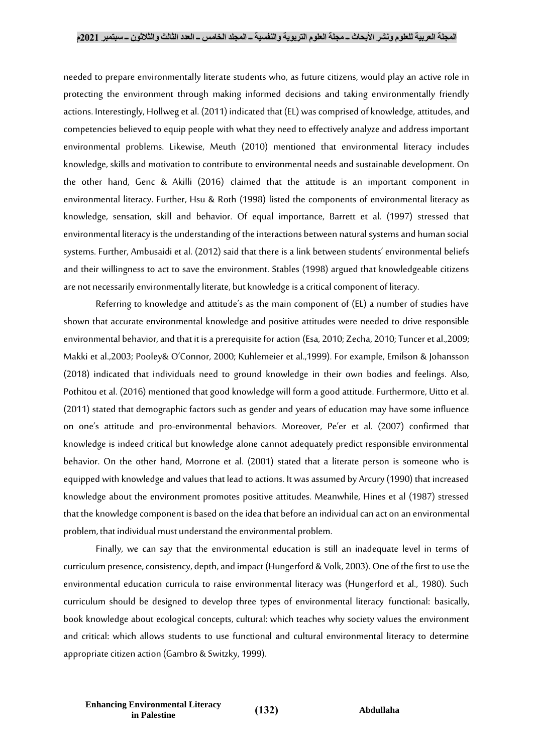needed to prepare environmentally literate students who, as future citizens, would play an active role in protecting the environment through making informed decisions and taking environmentally friendly actions. Interestingly, Hollweg et al. (2011) indicated that (EL) was comprised of knowledge, attitudes, and competencies believed to equip people with what they need to effectively analyze and address important environmental problems. Likewise, Meuth (2010) mentioned that environmental literacy includes knowledge, skills and motivation to contribute to environmental needs and sustainable development. On the other hand, Genc & Akilli (2016) claimed that the attitude is an important component in environmental literacy. Further, Hsu & Roth (1998) listed the components of environmental literacy as knowledge, sensation, skill and behavior. Of equal importance, Barrett et al. (1997) stressed that environmental literacy is the understanding of the interactions between natural systems and human social systems. Further, Ambusaidi et al. (2012) said that there is a link between students' environmental beliefs and their willingness to act to save the environment. Stables (1998) argued that knowledgeable citizens are not necessarily environmentally literate, but knowledge is a critical component of literacy.

Referring to knowledge and attitude's as the main component of (EL) a number of studies have shown that accurate environmental knowledge and positive attitudes were needed to drive responsible environmental behavior, and that it is a prerequisite for action (Esa, 2010; Zecha, 2010; Tuncer et al.,2009; Makki et al.,2003; Pooley& O'Connor, 2000; Kuhlemeier et al.,1999). For example, Emilson & Johansson (2018) indicated that individuals need to ground knowledge in their own bodies and feelings. Also, Pothitou et al. (2016) mentioned that good knowledge will form a good attitude. Furthermore, Uitto et al. (2011) stated that demographic factors such as gender and years of education may have some influence on one's attitude and pro-environmental behaviors. Moreover, Pe'er et al. (2007) confirmed that knowledge is indeed critical but knowledge alone cannot adequately predict responsible environmental behavior. On the other hand, Morrone et al. (2001) stated that a literate person is someone who is equipped with knowledge and values that lead to actions. It was assumed by Arcury (1990) that increased knowledge about the environment promotes positive attitudes. Meanwhile, Hines et al (1987) stressed that the knowledge component is based on the idea that before an individual can act on an environmental problem, that individual must understand the environmental problem.

Finally, we can say that the environmental education is still an inadequate level in terms of curriculum presence, consistency, depth, and impact (Hungerford & Volk, 2003). One of the first to use the environmental education curricula to raise environmental literacy was (Hungerford et al., 1980). Such curriculum should be designed to develop three types of environmental literacy functional: basically, book knowledge about ecological concepts, cultural: which teaches why society values the environment and critical: which allows students to use functional and cultural environmental literacy to determine appropriate citizen action (Gambro & Switzky, 1999).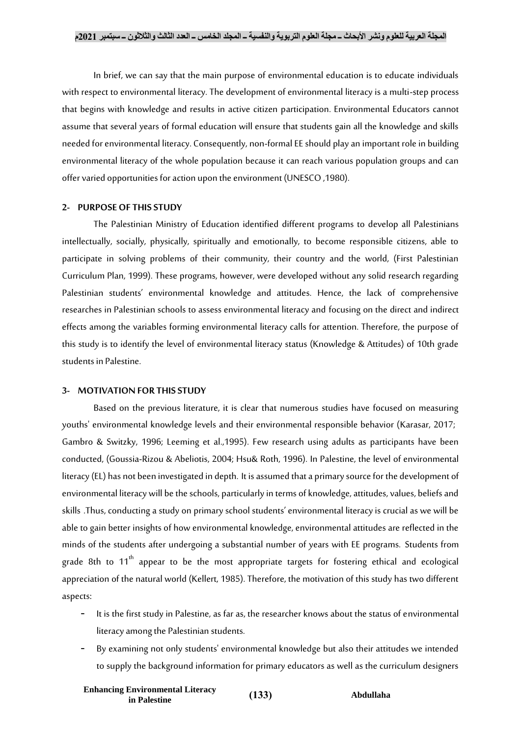In brief, we can say that the main purpose of environmental education is to educate individuals with respect to environmental literacy. The development of environmental literacy is a multi-step process that begins with knowledge and results in active citizen participation. Environmental Educators cannot assume that several years of formal education will ensure that students gain all the knowledge and skills needed for environmental literacy. Consequently, non-formal EE should play an important role in building environmental literacy of the whole population because it can reach various population groups and can offer varied opportunities for action upon the environment (UNESCO ,1980).

## 2- PURPOSE OF THIS STUDY

The Palestinian Ministry of Education identified different programs to develop all Palestinians intellectually, socially, physically, spiritually and emotionally, to become responsible citizens, able to participate in solving problems of their community, their country and the world, (First Palestinian Curriculum Plan, 1999). These programs, however, were developed without any solid research regarding Palestinian students' environmental knowledge and attitudes. Hence, the lack of comprehensive researches in Palestinian schools to assess environmental literacy and focusing on the direct and indirect effects among the variables forming environmental literacy calls for attention. Therefore, the purpose of this study is to identify the level of environmental literacy status (Knowledge & Attitudes) of 10th grade students in Palestine.

## 3- MOTIVATION FOR THIS STUDY

Based on the previous literature, it is clear that numerous studies have focused on measuring youths' environmental knowledge levels and their environmental responsible behavior (Karasar, 2017; Gambro & Switzky, 1996; Leeming et al.,1995). Few research using adults as participants have been conducted, (Goussia-Rizou & Abeliotis, 2004; Hsu& Roth, 1996). In Palestine, the level of environmental literacy (EL) has not been investigated in depth. It is assumed that a primary source for the development of environmental literacy will be the schools, particularly in terms of knowledge, attitudes, values, beliefs and skills .Thus, conducting a study on primary school students' environmental literacy is crucial as we will be able to gain better insights of how environmental knowledge, environmental attitudes are reflected in the minds of the students after undergoing a substantial number of years with EE programs. Students from grade 8th to 11th appear to be the most appropriate targets for fostering ethical and ecological appreciation of the natural world (Kellert, 1985). Therefore, the motivation of this study has two different aspects:

- It is the first study in Palestine, as far as, the researcher knows about the status of environmental literacy among the Palestinian students.
- By examining not only students' environmental knowledge but also their attitudes we intended to supply the background information for primary educators as well as the curriculum designers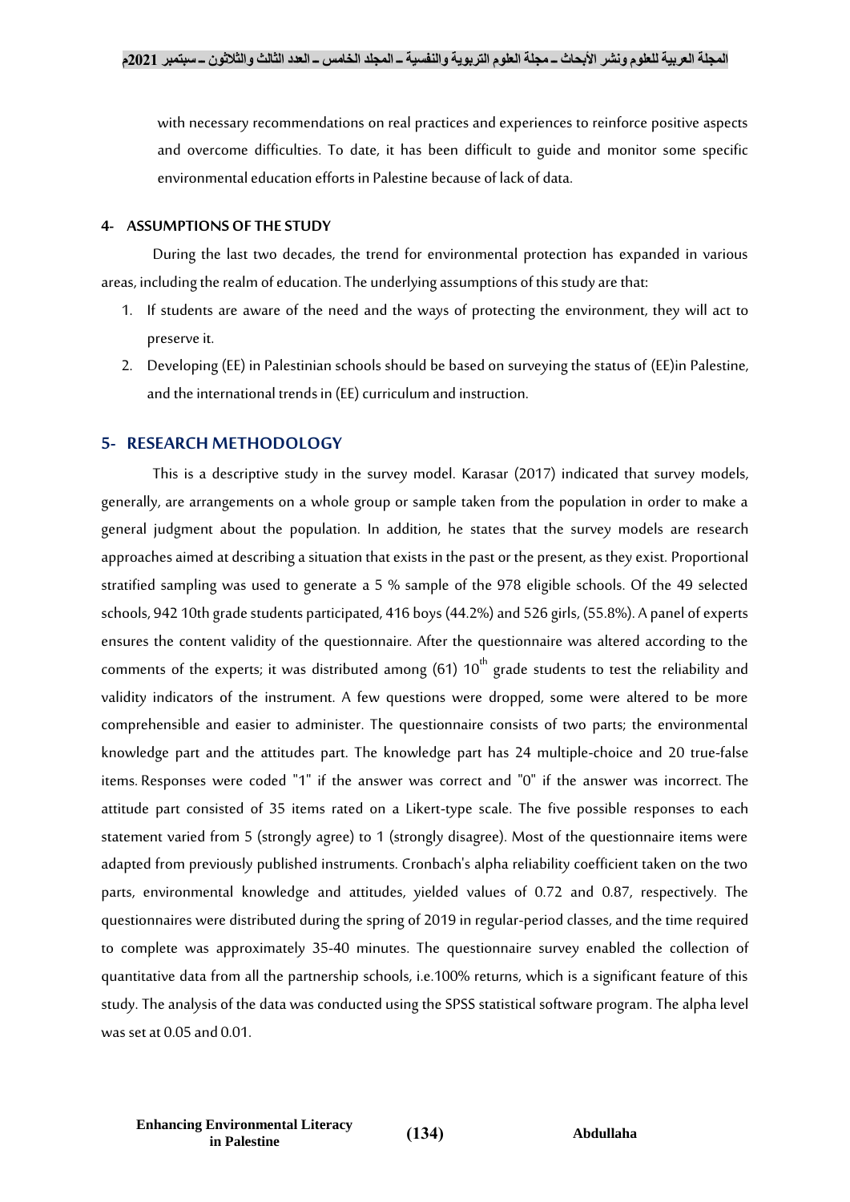with necessary recommendations on real practices and experiences to reinforce positive aspects and overcome difficulties. To date, it has been difficult to guide and monitor some specific environmental education efforts in Palestine because of lack of data.

#### 4- ASSUMPTIONS OF THE STUDY

During the last two decades, the trend for environmental protection has expanded in various areas, including the realm of education. The underlying assumptions of this study are that:

1. If students are aware of the need and the ways of protecting the environment, they will act to preserve it.
2. Developing (EE) in Palestinian schools should be based on surveying the status of (EE)in Palestine, and the international trends in (EE) curriculum and instruction.

## 5- RESEARCH METHODOLOGY

This is a descriptive study in the survey model. Karasar (2017) indicated that survey models, generally, are arrangements on a whole group or sample taken from the population in order to make a general judgment about the population. In addition, he states that the survey models are research approaches aimed at describing a situation that exists in the past or the present, as they exist. Proportional stratified sampling was used to generate a 5 % sample of the 978 eligible schools. Of the 49 selected schools, 942 10th grade students participated, 416 boys (44.2%) and 526 girls, (55.8%). A panel of experts ensures the content validity of the questionnaire. After the questionnaire was altered according to the comments of the experts; it was distributed among (61) 10$^{th}$ grade students to test the reliability and validity indicators of the instrument. A few questions were dropped, some were altered to be more comprehensible and easier to administer. The questionnaire consists of two parts; the environmental knowledge part and the attitudes part. The knowledge part has 24 multiple-choice and 20 true-false items. Responses were coded "1" if the answer was correct and "0" if the answer was incorrect. The attitude part consisted of 35 items rated on a Likert-type scale. The five possible responses to each statement varied from 5 (strongly agree) to 1 (strongly disagree). Most of the questionnaire items were adapted from previously published instruments. Cronbach's alpha reliability coefficient taken on the two parts, environmental knowledge and attitudes, yielded values of 0.72 and 0.87, respectively. The questionnaires were distributed during the spring of 2019 in regular-period classes, and the time required to complete was approximately 35-40 minutes. The questionnaire survey enabled the collection of quantitative data from all the partnership schools, i.e.100% returns, which is a significant feature of this study. The analysis of the data was conducted using the SPSS statistical software program. The alpha level was set at 0.05 and 0.01.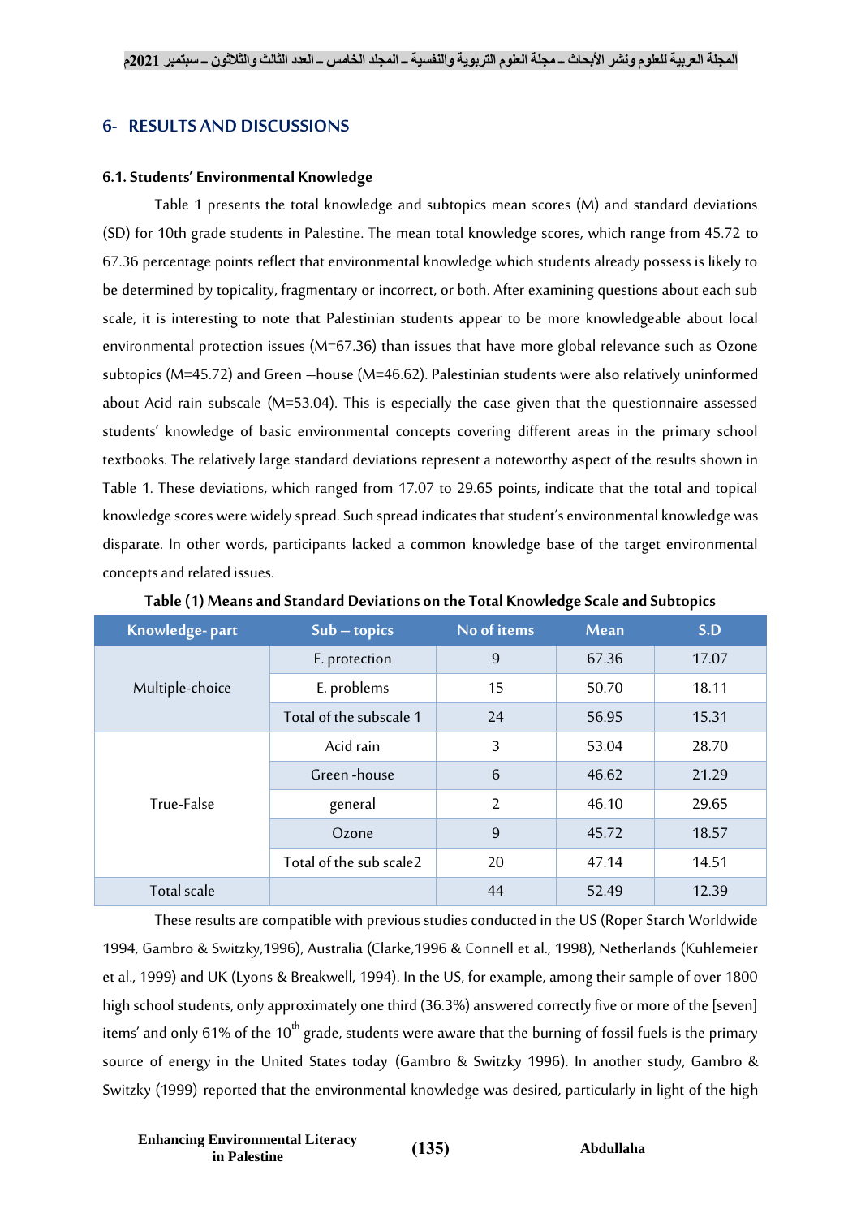## 6- RESULTS AND DISCUSSIONS

### 6.1. Students' Environmental Knowledge

Table 1 presents the total knowledge and subtopics mean scores (M) and standard deviations (SD) for 10th grade students in Palestine. The mean total knowledge scores, which range from 45.72 to 67.36 percentage points reflect that environmental knowledge which students already possess is likely to be determined by topicality, fragmentary or incorrect, or both. After examining questions about each sub scale, it is interesting to note that Palestinian students appear to be more knowledgeable about local environmental protection issues (M=67.36) than issues that have more global relevance such as Ozone subtopics (M=45.72) and Green –house (M=46.62). Palestinian students were also relatively uninformed about Acid rain subscale (M=53.04). This is especially the case given that the questionnaire assessed students' knowledge of basic environmental concepts covering different areas in the primary school textbooks. The relatively large standard deviations represent a noteworthy aspect of the results shown in Table 1. These deviations, which ranged from 17.07 to 29.65 points, indicate that the total and topical knowledge scores were widely spread. Such spread indicates that student's environmental knowledge was disparate. In other words, participants lacked a common knowledge base of the target environmental concepts and related issues.

**Table (1) Means and Standard Deviations on the Total Knowledge Scale and Subtopics**

| Knowledge- part | Sub – topics | No of items | Mean | S.D |
|---|---|---|---|---|
| Multiple-choice | E. protection | 9 | 67.36 | 17.07 |
| | E. problems | 15 | 50.70 | 18.11 |
| | Total of the subscale 1 | 24 | 56.95 | 15.31 |
| True-False | Acid rain | 3 | 53.04 | 28.70 |
| | Green -house | 6 | 46.62 | 21.29 |
| | general | 2 | 46.10 | 29.65 |
| | Ozone | 9 | 45.72 | 18.57 |
| | Total of the sub scale2 | 20 | 47.14 | 14.51 |
| Total scale | | 44 | 52.49 | 12.39 |

These results are compatible with previous studies conducted in the US (Roper Starch Worldwide 1994, Gambro & Switzky,1996), Australia (Clarke,1996 & Connell et al., 1998), Netherlands (Kuhlemeier et al., 1999) and UK (Lyons & Breakwell, 1994). In the US, for example, among their sample of over 1800 high school students, only approximately one third (36.3%) answered correctly five or more of the [seven] items' and only 61% of the 10th grade, students were aware that the burning of fossil fuels is the primary source of energy in the United States today (Gambro & Switzky 1996). In another study, Gambro & Switzky (1999) reported that the environmental knowledge was desired, particularly in light of the high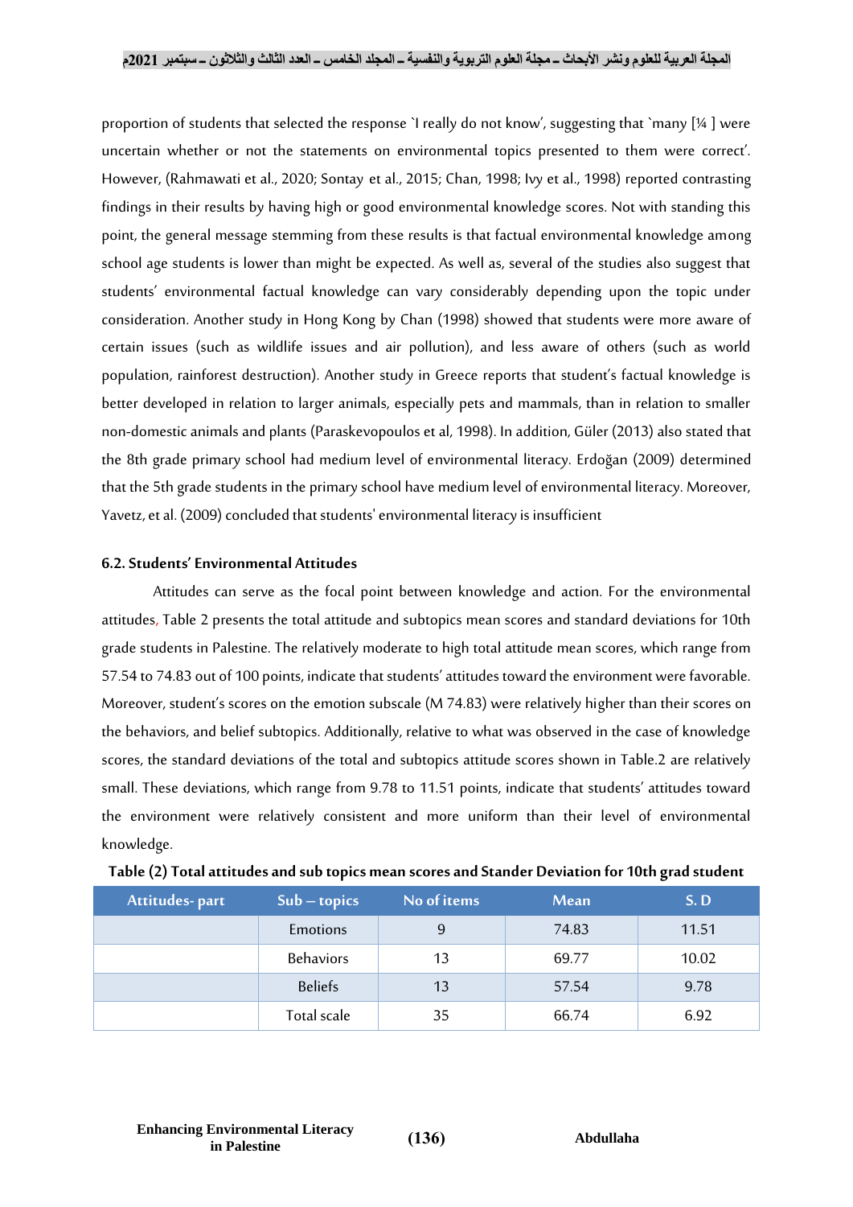proportion of students that selected the response `I really do not know', suggesting that `many [¼ ] were uncertain whether or not the statements on environmental topics presented to them were correct'. However, (Rahmawati et al., 2020; Sontay et al., 2015; Chan, 1998; Ivy et al., 1998) reported contrasting findings in their results by having high or good environmental knowledge scores. Not with standing this point, the general message stemming from these results is that factual environmental knowledge among school age students is lower than might be expected. As well as, several of the studies also suggest that students' environmental factual knowledge can vary considerably depending upon the topic under consideration. Another study in Hong Kong by Chan (1998) showed that students were more aware of certain issues (such as wildlife issues and air pollution), and less aware of others (such as world population, rainforest destruction). Another study in Greece reports that student's factual knowledge is better developed in relation to larger animals, especially pets and mammals, than in relation to smaller non-domestic animals and plants (Paraskevopoulos et al, 1998). In addition, Güler (2013) also stated that the 8th grade primary school had medium level of environmental literacy. Erdoğan (2009) determined that the 5th grade students in the primary school have medium level of environmental literacy. Moreover, Yavetz, et al. (2009) concluded that students' environmental literacy is insufficient

### 6.2. Students' Environmental Attitudes

Attitudes can serve as the focal point between knowledge and action. For the environmental attitudes, Table 2 presents the total attitude and subtopics mean scores and standard deviations for 10th grade students in Palestine. The relatively moderate to high total attitude mean scores, which range from 57.54 to 74.83 out of 100 points, indicate that students' attitudes toward the environment were favorable. Moreover, student's scores on the emotion subscale (M 74.83) were relatively higher than their scores on the behaviors, and belief subtopics. Additionally, relative to what was observed in the case of knowledge scores, the standard deviations of the total and subtopics attitude scores shown in Table.2 are relatively small. These deviations, which range from 9.78 to 11.51 points, indicate that students' attitudes toward the environment were relatively consistent and more uniform than their level of environmental knowledge.

**Table (2) Total attitudes and sub topics mean scores and Stander Deviation for 10th grad student**

| Attitudes- part | Sub – topics | No of items | Mean | S. D |
|---|---|---|---|---|
| | Emotions | 9 | 74.83 | 11.51 |
| | Behaviors | 13 | 69.77 | 10.02 |
| | Beliefs | 13 | 57.54 | 9.78 |
| | Total scale | 35 | 66.74 | 6.92 |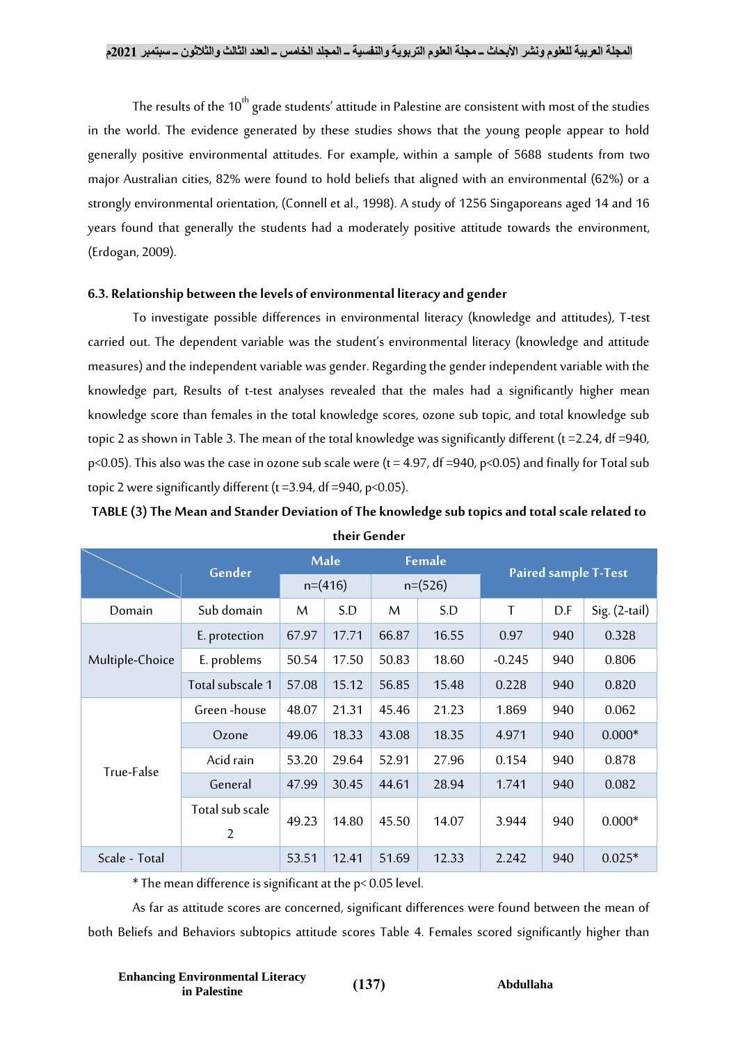The results of the $10^{th}$ grade students' attitude in Palestine are consistent with most of the studies in the world. The evidence generated by these studies shows that the young people appear to hold generally positive environmental attitudes. For example, within a sample of 5688 students from two major Australian cities, 82% were found to hold beliefs that aligned with an environmental (62%) or a strongly environmental orientation, (Connell et al., 1998). A study of 1256 Singaporeans aged 14 and 16 years found that generally the students had a moderately positive attitude towards the environment, (Erdogan, 2009).

### 6.3. Relationship between the levels of environmental literacy and gender

To investigate possible differences in environmental literacy (knowledge and attitudes), T-test carried out. The dependent variable was the student's environmental literacy (knowledge and attitude measures) and the independent variable was gender. Regarding the gender independent variable with the knowledge part, Results of t-test analyses revealed that the males had a significantly higher mean knowledge score than females in the total knowledge scores, ozone sub topic, and total knowledge sub topic 2 as shown in Table 3. The mean of the total knowledge was significantly different ($t = 2.24$, $df = 940$, $p < 0.05$). This also was the case in ozone sub scale were ($t = 4.97$, $df = 940$, $p < 0.05$) and finally for Total sub topic 2 were significantly different ($t = 3.94$, $df = 940$, $p < 0.05$).

**TABLE (3) The Mean and Stander Deviation of The knowledge sub topics and total scale related to their Gender**

| | Gender | Male | | Female | | Paired sample T-Test | | |
|---|---|---|---|---|---|---|---|---|
| | | n=(416) | | n=(526) | | | | |
| Domain | Sub domain | M | S.D | M | S.D | T | D.F | Sig. (2-tail) |
| Multiple-Choice | E. protection | 67.97 | 17.71 | 66.87 | 16.55 | 0.97 | 940 | 0.328 |
| | E. problems | 50.54 | 17.50 | 50.83 | 18.60 | -0.245 | 940 | 0.806 |
| | Total subscale 1 | 57.08 | 15.12 | 56.85 | 15.48 | 0.228 | 940 | 0.820 |
| True-False | Green -house | 48.07 | 21.31 | 45.46 | 21.23 | 1.869 | 940 | 0.062 |
| | Ozone | 49.06 | 18.33 | 43.08 | 18.35 | 4.971 | 940 | 0.000* |
| | Acid rain | 53.20 | 29.64 | 52.91 | 27.96 | 0.154 | 940 | 0.878 |
| | General | 47.99 | 30.45 | 44.61 | 28.94 | 1.741 | 940 | 0.082 |
| | Total sub scale 2 | 49.23 | 14.80 | 45.50 | 14.07 | 3.944 | 940 | 0.000* |
| Scale - Total | | 53.51 | 12.41 | 51.69 | 12.33 | 2.242 | 940 | 0.025* |

* The mean difference is significant at the $p < 0.05$ level.

As far as attitude scores are concerned, significant differences were found between the mean of both Beliefs and Behaviors subtopics attitude scores Table 4. Females scored significantly higher than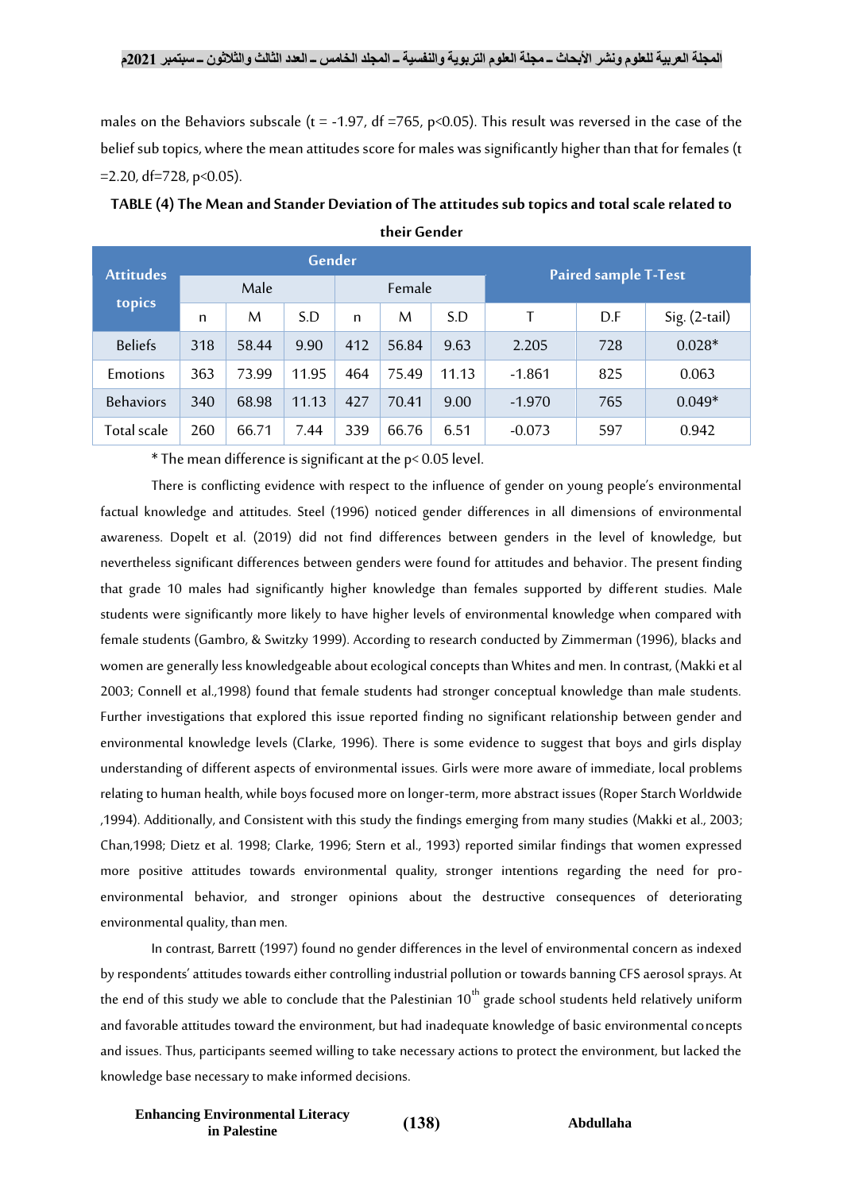males on the Behaviors subscale (t = -1.97, df =765, $p<0.05$). This result was reversed in the case of the belief sub topics, where the mean attitudes score for males was significantly higher than that for females (t =2.20, df=728, $p<0.05$).

**TABLE (4) The Mean and Stander Deviation of The attitudes sub topics and total scale related to their Gender**

| Attitudes topics | Gender | | | | | | Paired sample T-Test | | |
|---|---|---|---|---|---|---|---|---|---|
| | Male | | | Female | | | | | |
| | n | M | S.D | n | M | S.D | T | D.F | Sig. (2-tail) |
| Beliefs | 318 | 58.44 | 9.90 | 412 | 56.84 | 9.63 | 2.205 | 728 | 0.028* |
| Emotions | 363 | 73.99 | 11.95 | 464 | 75.49 | 11.13 | -1.861 | 825 | 0.063 |
| Behaviors | 340 | 68.98 | 11.13 | 427 | 70.41 | 9.00 | -1.970 | 765 | 0.049* |
| Total scale | 260 | 66.71 | 7.44 | 339 | 66.76 | 6.51 | -0.073 | 597 | 0.942 |

* The mean difference is significant at the $p< 0.05$ level.

There is conflicting evidence with respect to the influence of gender on young people's environmental factual knowledge and attitudes. Steel (1996) noticed gender differences in all dimensions of environmental awareness. Dopelt et al. (2019) did not find differences between genders in the level of knowledge, but nevertheless significant differences between genders were found for attitudes and behavior. The present finding that grade 10 males had significantly higher knowledge than females supported by different studies. Male students were significantly more likely to have higher levels of environmental knowledge when compared with female students (Gambro, & Switzky 1999). According to research conducted by Zimmerman (1996), blacks and women are generally less knowledgeable about ecological concepts than Whites and men. In contrast, (Makki et al 2003; Connell et al.,1998) found that female students had stronger conceptual knowledge than male students. Further investigations that explored this issue reported finding no significant relationship between gender and environmental knowledge levels (Clarke, 1996). There is some evidence to suggest that boys and girls display understanding of different aspects of environmental issues. Girls were more aware of immediate, local problems relating to human health, while boys focused more on longer-term, more abstract issues (Roper Starch Worldwide ,1994). Additionally, and Consistent with this study the findings emerging from many studies (Makki et al., 2003; Chan,1998; Dietz et al. 1998; Clarke, 1996; Stern et al., 1993) reported similar findings that women expressed more positive attitudes towards environmental quality, stronger intentions regarding the need for pro-environmental behavior, and stronger opinions about the destructive consequences of deteriorating environmental quality, than men.

In contrast, Barrett (1997) found no gender differences in the level of environmental concern as indexed by respondents' attitudes towards either controlling industrial pollution or towards banning CFS aerosol sprays. At the end of this study we able to conclude that the Palestinian $10^{th}$ grade school students held relatively uniform and favorable attitudes toward the environment, but had inadequate knowledge of basic environmental concepts and issues. Thus, participants seemed willing to take necessary actions to protect the environment, but lacked the knowledge base necessary to make informed decisions.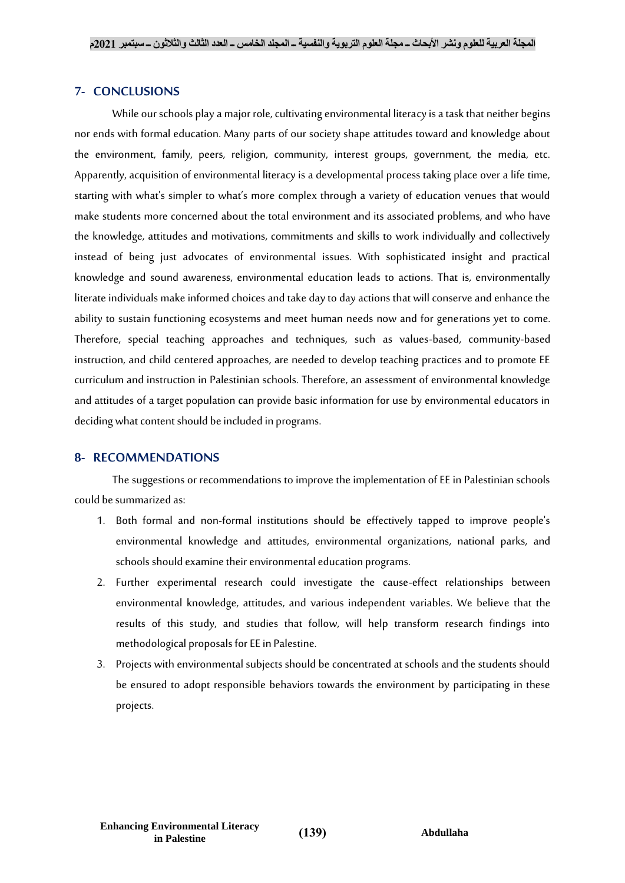## 7- CONCLUSIONS

While our schools play a major role, cultivating environmental literacy is a task that neither begins nor ends with formal education. Many parts of our society shape attitudes toward and knowledge about the environment, family, peers, religion, community, interest groups, government, the media, etc. Apparently, acquisition of environmental literacy is a developmental process taking place over a life time, starting with what's simpler to what's more complex through a variety of education venues that would make students more concerned about the total environment and its associated problems, and who have the knowledge, attitudes and motivations, commitments and skills to work individually and collectively instead of being just advocates of environmental issues. With sophisticated insight and practical knowledge and sound awareness, environmental education leads to actions. That is, environmentally literate individuals make informed choices and take day to day actions that will conserve and enhance the ability to sustain functioning ecosystems and meet human needs now and for generations yet to come. Therefore, special teaching approaches and techniques, such as values-based, community-based instruction, and child centered approaches, are needed to develop teaching practices and to promote EE curriculum and instruction in Palestinian schools. Therefore, an assessment of environmental knowledge and attitudes of a target population can provide basic information for use by environmental educators in deciding what content should be included in programs.

## 8- RECOMMENDATIONS

The suggestions or recommendations to improve the implementation of EE in Palestinian schools could be summarized as:

1. Both formal and non-formal institutions should be effectively tapped to improve people's environmental knowledge and attitudes, environmental organizations, national parks, and schools should examine their environmental education programs.
2. Further experimental research could investigate the cause-effect relationships between environmental knowledge, attitudes, and various independent variables. We believe that the results of this study, and studies that follow, will help transform research findings into methodological proposals for EE in Palestine.
3. Projects with environmental subjects should be concentrated at schools and the students should be ensured to adopt responsible behaviors towards the environment by participating in these projects.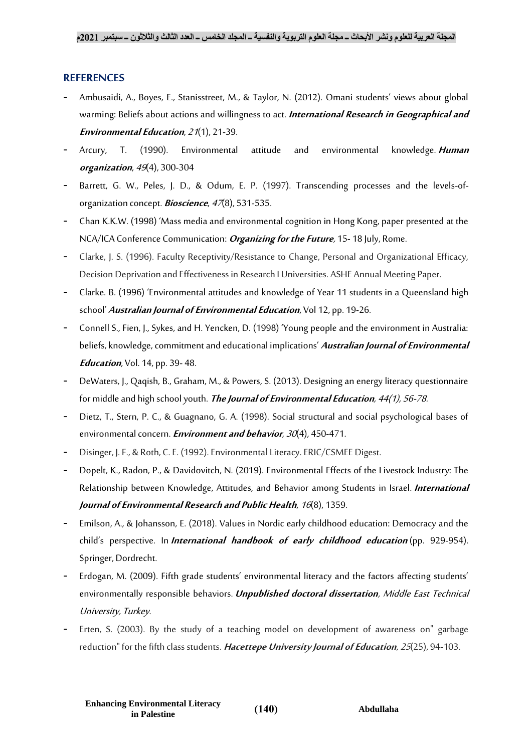## REFERENCES

- Ambusaidi, A., Boyes, E., Stanisstreet, M., & Taylor, N. (2012). Omani students' views about global warming: Beliefs about actions and willingness to act. ***International Research in Geographical and Environmental Education***, *21*(1), 21-39.
- Arcury, T. (1990). Environmental attitude and environmental knowledge. ***Human organization***, *49*(4), 300-304
- Barrett, G. W., Peles, J. D., & Odum, E. P. (1997). Transcending processes and the levels-of-organization concept. ***Bioscience***, *47*(8), 531-535.
- Chan K.K.W. (1998) 'Mass media and environmental cognition in Hong Kong, paper presented at the NCA/ICA Conference Communication: ***Organizing for the Future***, 15- 18 July, Rome.
- Clarke, J. S. (1996). Faculty Receptivity/Resistance to Change, Personal and Organizational Efficacy, Decision Deprivation and Effectiveness in Research I Universities. ASHE Annual Meeting Paper.
- Clarke. B. (1996) 'Environmental attitudes and knowledge of Year 11 students in a Queensland high school' ***Australian Journal of Environmental Education***, Vol 12, pp. 19-26.
- Connell S., Fien, J., Sykes, and H. Yencken, D. (1998) 'Young people and the environment in Australia: beliefs, knowledge, commitment and educational implications' ***Australian Journal of Environmental Education***, Vol. 14, pp. 39- 48.
- DeWaters, J., Qaqish, B., Graham, M., & Powers, S. (2013). Designing an energy literacy questionnaire for middle and high school youth. ***The Journal of Environmental Education****, 44(1), 56-78.*
- Dietz, T., Stern, P. C., & Guagnano, G. A. (1998). Social structural and social psychological bases of environmental concern. ***Environment and behavior***, *30*(4), 450-471.
- Disinger, J. F., & Roth, C. E. (1992). Environmental Literacy. ERIC/CSMEE Digest.
- Dopelt, K., Radon, P., & Davidovitch, N. (2019). Environmental Effects of the Livestock Industry: The Relationship between Knowledge, Attitudes, and Behavior among Students in Israel. ***International Journal of Environmental Research and Public Health***, *16*(8), 1359.
- Emilson, A., & Johansson, E. (2018). Values in Nordic early childhood education: Democracy and the child's perspective. In ***International handbook of early childhood education*** (pp. 929-954). Springer, Dordrecht.
- Erdogan, M. (2009). Fifth grade students' environmental literacy and the factors affecting students' environmentally responsible behaviors. ***Unpublished doctoral dissertation***, *Middle East Technical University, Turkey*.
- Erten, S. (2003). By the study of a teaching model on development of awareness on" garbage reduction" for the fifth class students. ***Hacettepe University Journal of Education***, *25*(25), 94-103.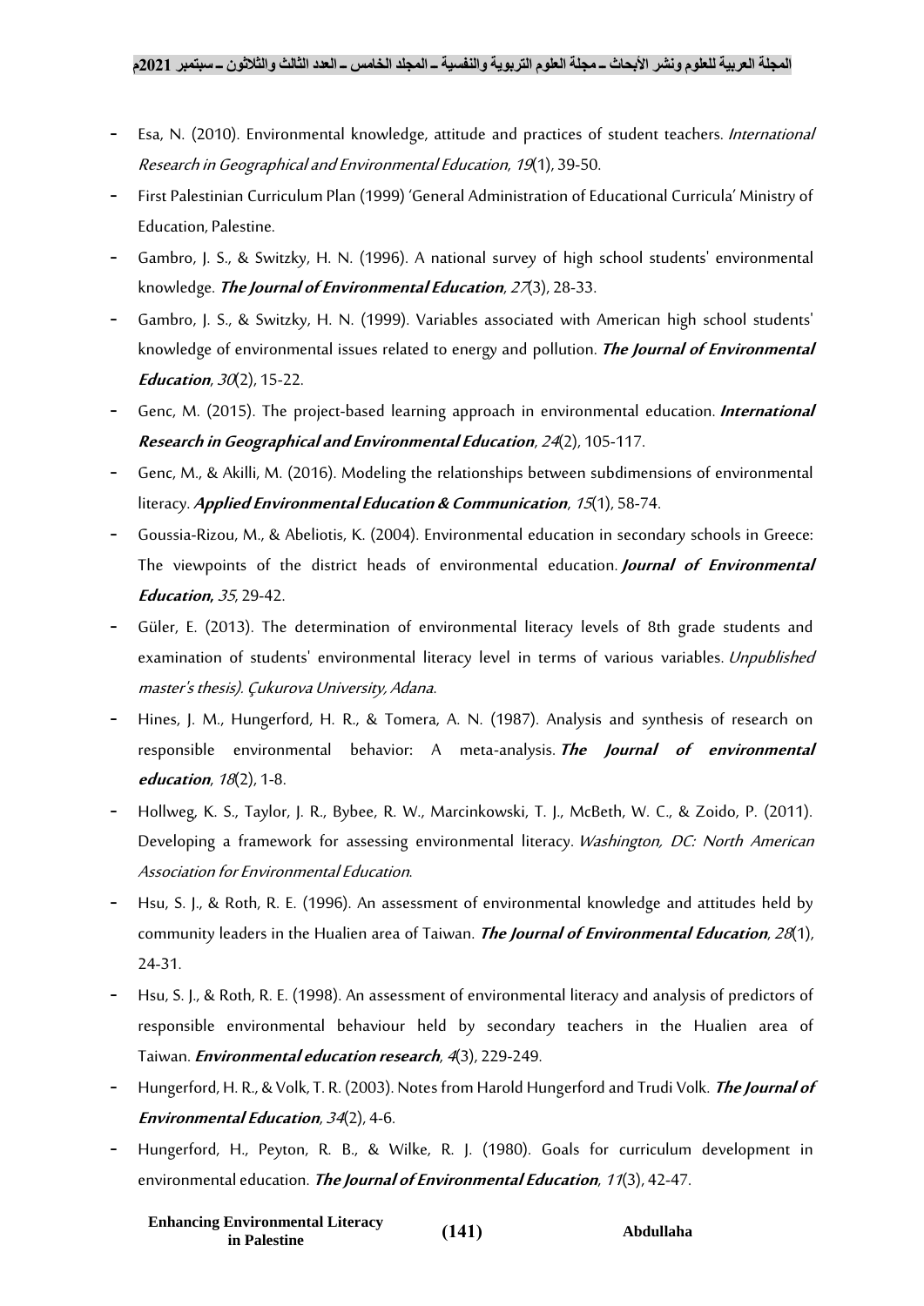- Esa, N. (2010). Environmental knowledge, attitude and practices of student teachers. *International Research in Geographical and Environmental Education*, *19*(1), 39-50.
- First Palestinian Curriculum Plan (1999) 'General Administration of Educational Curricula' Ministry of Education, Palestine.
- Gambro, J. S., & Switzky, H. N. (1996). A national survey of high school students' environmental knowledge. ***The Journal of Environmental Education***, *27*(3), 28-33.
- Gambro, J. S., & Switzky, H. N. (1999). Variables associated with American high school students' knowledge of environmental issues related to energy and pollution. ***The Journal of Environmental Education***, *30*(2), 15-22.
- Genc, M. (2015). The project-based learning approach in environmental education. ***International Research in Geographical and Environmental Education***, *24*(2), 105-117.
- Genc, M., & Akilli, M. (2016). Modeling the relationships between subdimensions of environmental literacy. ***Applied Environmental Education & Communication***, *15*(1), 58-74.
- Goussia-Rizou, M., & Abeliotis, K. (2004). Environmental education in secondary schools in Greece: The viewpoints of the district heads of environmental education. ***Journal of Environmental Education***, *35*, 29-42.
- Güler, E. (2013). The determination of environmental literacy levels of 8th grade students and examination of students' environmental literacy level in terms of various variables. *Unpublished master's thesis). Çukurova University, Adana*.
- Hines, J. M., Hungerford, H. R., & Tomera, A. N. (1987). Analysis and synthesis of research on responsible environmental behavior: A meta-analysis. ***The Journal of environmental education***, *18*(2), 1-8.
- Hollweg, K. S., Taylor, J. R., Bybee, R. W., Marcinkowski, T. J., McBeth, W. C., & Zoido, P. (2011). Developing a framework for assessing environmental literacy. *Washington, DC: North American Association for Environmental Education*.
- Hsu, S. J., & Roth, R. E. (1996). An assessment of environmental knowledge and attitudes held by community leaders in the Hualien area of Taiwan. ***The Journal of Environmental Education***, *28*(1), 24-31.
- Hsu, S. J., & Roth, R. E. (1998). An assessment of environmental literacy and analysis of predictors of responsible environmental behaviour held by secondary teachers in the Hualien area of Taiwan. ***Environmental education research***, *4*(3), 229-249.
- Hungerford, H. R., & Volk, T. R. (2003). Notes from Harold Hungerford and Trudi Volk. ***The Journal of Environmental Education***, *34*(2), 4-6.
- Hungerford, H., Peyton, R. B., & Wilke, R. J. (1980). Goals for curriculum development in environmental education. ***The Journal of Environmental Education***, *11*(3), 42-47.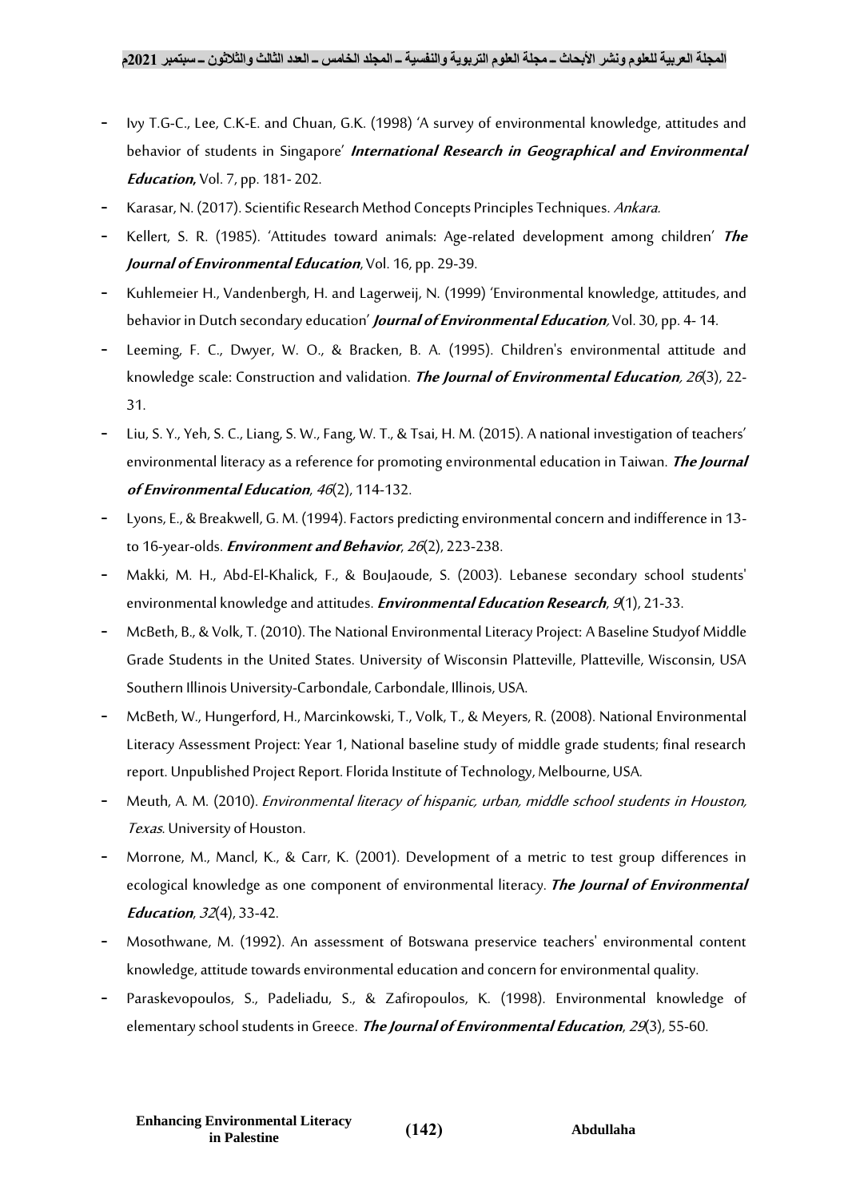- Ivy T.G-C., Lee, C.K-E. and Chuan, G.K. (1998) 'A survey of environmental knowledge, attitudes and behavior of students in Singapore' ***International Research in Geographical and Environmental Education***, Vol. 7, pp. 181- 202.
- Karasar, N. (2017). Scientific Research Method Concepts Principles Techniques. *Ankara*.
- Kellert, S. R. (1985). 'Attitudes toward animals: Age-related development among children' ***The Journal of Environmental Education***, Vol. 16, pp. 29-39.
- Kuhlemeier H., Vandenbergh, H. and Lagerweij, N. (1999) 'Environmental knowledge, attitudes, and behavior in Dutch secondary education' ***Journal of Environmental Education***, Vol. 30, pp. 4- 14.
- Leeming, F. C., Dwyer, W. O., & Bracken, B. A. (1995). Children's environmental attitude and knowledge scale: Construction and validation. ***The Journal of Environmental Education***, *26*(3), 22-31.
- Liu, S. Y., Yeh, S. C., Liang, S. W., Fang, W. T., & Tsai, H. M. (2015). A national investigation of teachers' environmental literacy as a reference for promoting environmental education in Taiwan. ***The Journal of Environmental Education***, *46*(2), 114-132.
- Lyons, E., & Breakwell, G. M. (1994). Factors predicting environmental concern and indifference in 13- to 16-year-olds. ***Environment and Behavior***, *26*(2), 223-238.
- Makki, M. H., Abd-El-Khalick, F., & BouJaoude, S. (2003). Lebanese secondary school students' environmental knowledge and attitudes. ***Environmental Education Research***, *9*(1), 21-33.
- McBeth, B., & Volk, T. (2010). The National Environmental Literacy Project: A Baseline Studyof Middle Grade Students in the United States. University of Wisconsin Platteville, Platteville, Wisconsin, USA Southern Illinois University-Carbondale, Carbondale, Illinois, USA.
- McBeth, W., Hungerford, H., Marcinkowski, T., Volk, T., & Meyers, R. (2008). National Environmental Literacy Assessment Project: Year 1, National baseline study of middle grade students; final research report. Unpublished Project Report. Florida Institute of Technology, Melbourne, USA.
- Meuth, A. M. (2010). *Environmental literacy of hispanic, urban, middle school students in Houston, Texas*. University of Houston.
- Morrone, M., Mancl, K., & Carr, K. (2001). Development of a metric to test group differences in ecological knowledge as one component of environmental literacy. ***The Journal of Environmental Education***, *32*(4), 33-42.
- Mosothwane, M. (1992). An assessment of Botswana preservice teachers' environmental content knowledge, attitude towards environmental education and concern for environmental quality.
- Paraskevopoulos, S., Padeliadu, S., & Zafiropoulos, K. (1998). Environmental knowledge of elementary school students in Greece. ***The Journal of Environmental Education***, *29*(3), 55-60.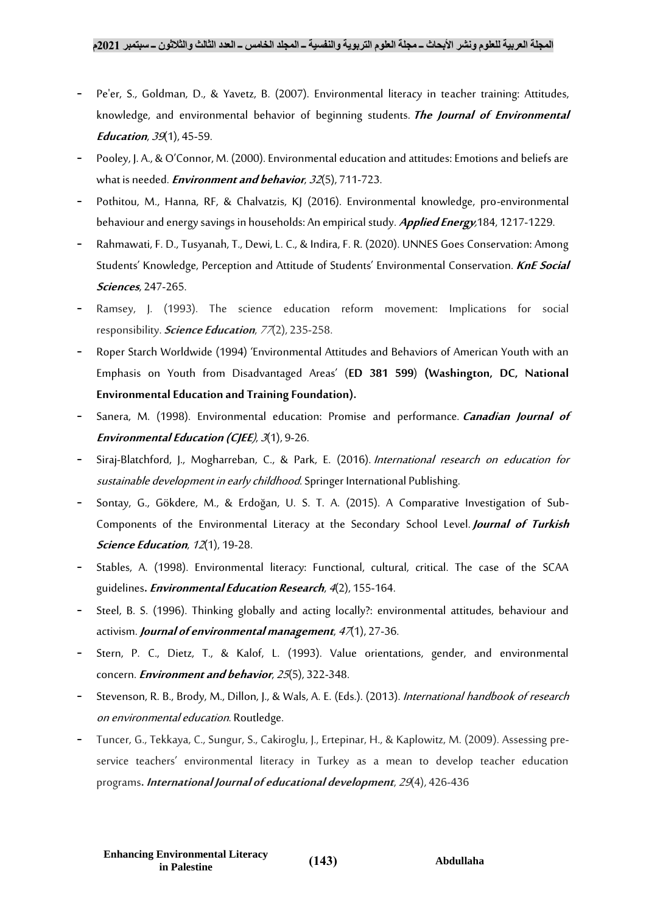- Pe'er, S., Goldman, D., & Yavetz, B. (2007). Environmental literacy in teacher training: Attitudes, knowledge, and environmental behavior of beginning students. ***The Journal of Environmental Education***, *39*(1), 45-59.
- Pooley, J. A., & O'Connor, M. (2000). Environmental education and attitudes: Emotions and beliefs are what is needed. ***Environment and behavior***, *32*(5), 711-723.
- Pothitou, M., Hanna, RF, & Chalvatzis, KJ (2016). Environmental knowledge, pro-environmental behaviour and energy savings in households: An empirical study. ***Applied Energy***,184, 1217-1229.
- Rahmawati, F. D., Tusyanah, T., Dewi, L. C., & Indira, F. R. (2020). UNNES Goes Conservation: Among Students' Knowledge, Perception and Attitude of Students' Environmental Conservation. ***KnE Social Sciences***, 247-265.
- Ramsey, J. (1993). The science education reform movement: Implications for social responsibility. ***Science Education***, *77*(2), 235-258.
- Roper Starch Worldwide (1994) 'Environmental Attitudes and Behaviors of American Youth with an Emphasis on Youth from Disadvantaged Areas' (**ED 381 599**) **(Washington, DC, National Environmental Education and Training Foundation).**
- Sanera, M. (1998). Environmental education: Promise and performance. ***Canadian Journal of Environmental Education (CJEE)***, *3*(1), 9-26.
- Siraj-Blatchford, J., Mogharreban, C., & Park, E. (2016). *International research on education for sustainable development in early childhood*. Springer International Publishing.
- Sontay, G., Gökdere, M., & Erdoğan, U. S. T. A. (2015). A Comparative Investigation of Sub-Components of the Environmental Literacy at the Secondary School Level. ***Journal of Turkish Science Education***, *12*(1), 19-28.
- Stables, A. (1998). Environmental literacy: Functional, cultural, critical. The case of the SCAA guidelines**.** ***Environmental Education Research***, *4*(2), 155-164.
- Steel, B. S. (1996). Thinking globally and acting locally?: environmental attitudes, behaviour and activism. ***Journal of environmental management***, *47*(1), 27-36.
- Stern, P. C., Dietz, T., & Kalof, L. (1993). Value orientations, gender, and environmental concern. ***Environment and behavior***, *25*(5), 322-348.
- Stevenson, R. B., Brody, M., Dillon, J., & Wals, A. E. (Eds.). (2013). *International handbook of research on environmental education*. Routledge.
- Tuncer, G., Tekkaya, C., Sungur, S., Cakiroglu, J., Ertepinar, H., & Kaplowitz, M. (2009). Assessing pre-service teachers' environmental literacy in Turkey as a mean to develop teacher education programs**.** ***International Journal of educational development***, *29*(4), 426-436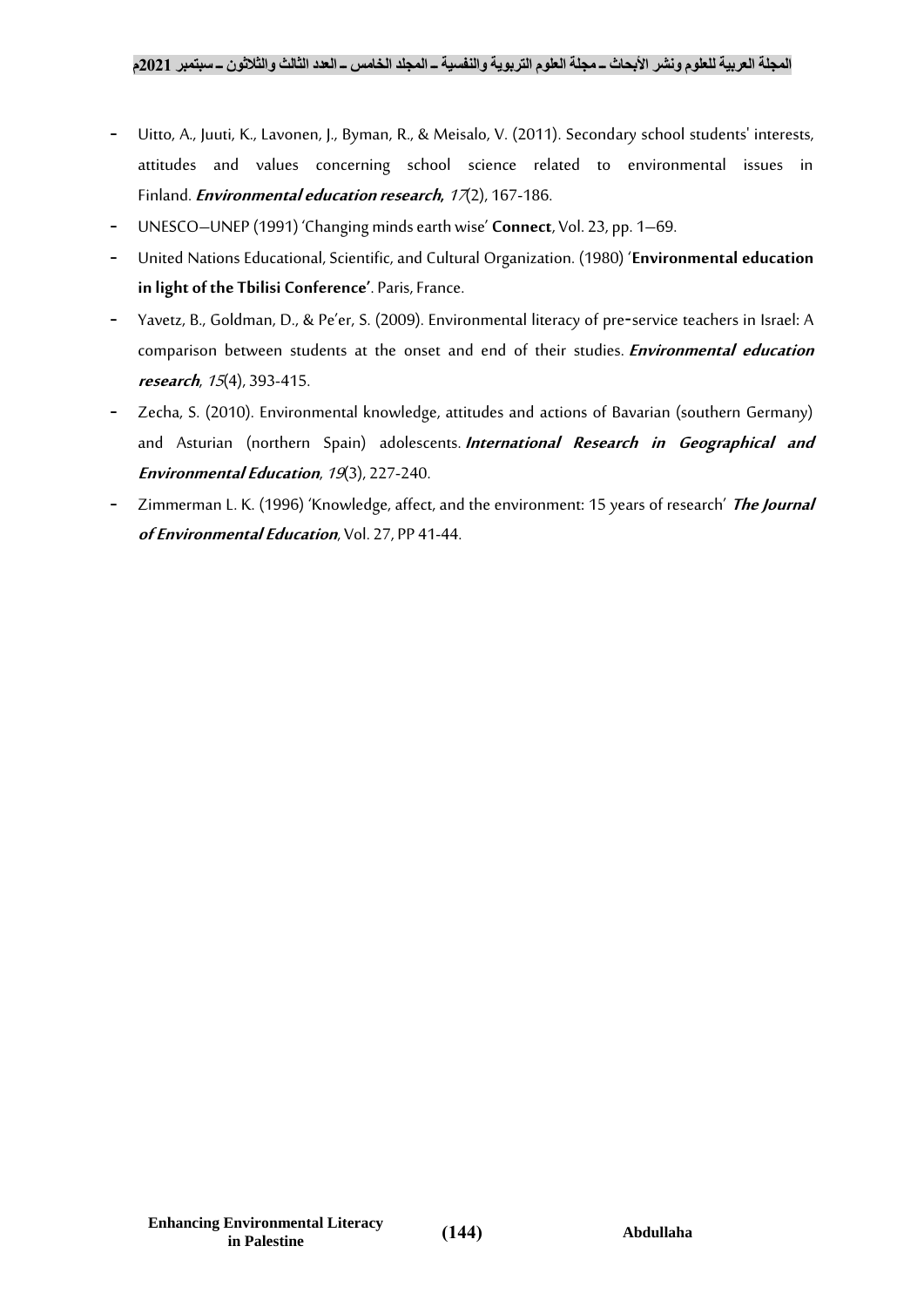- Uitto, A., Juuti, K., Lavonen, J., Byman, R., & Meisalo, V. (2011). Secondary school students' interests, attitudes and values concerning school science related to environmental issues in Finland. ***Environmental education research***, *17*(2), 167-186.
- UNESCO–UNEP (1991) 'Changing minds earth wise' **Connect**, Vol. 23, pp. 1–69.
- United Nations Educational, Scientific, and Cultural Organization. (1980) '**Environmental education in light of the Tbilisi Conference'**. Paris, France.
- Yavetz, B., Goldman, D., & Pe'er, S. (2009). Environmental literacy of pre-service teachers in Israel: A comparison between students at the onset and end of their studies. ***Environmental education research***, *15*(4), 393-415.
- Zecha, S. (2010). Environmental knowledge, attitudes and actions of Bavarian (southern Germany) and Asturian (northern Spain) adolescents. ***International Research in Geographical and Environmental Education***, *19*(3), 227-240.
- Zimmerman L. K. (1996) 'Knowledge, affect, and the environment: 15 years of research' ***The Journal of Environmental Education***, Vol. 27, PP 41-44.